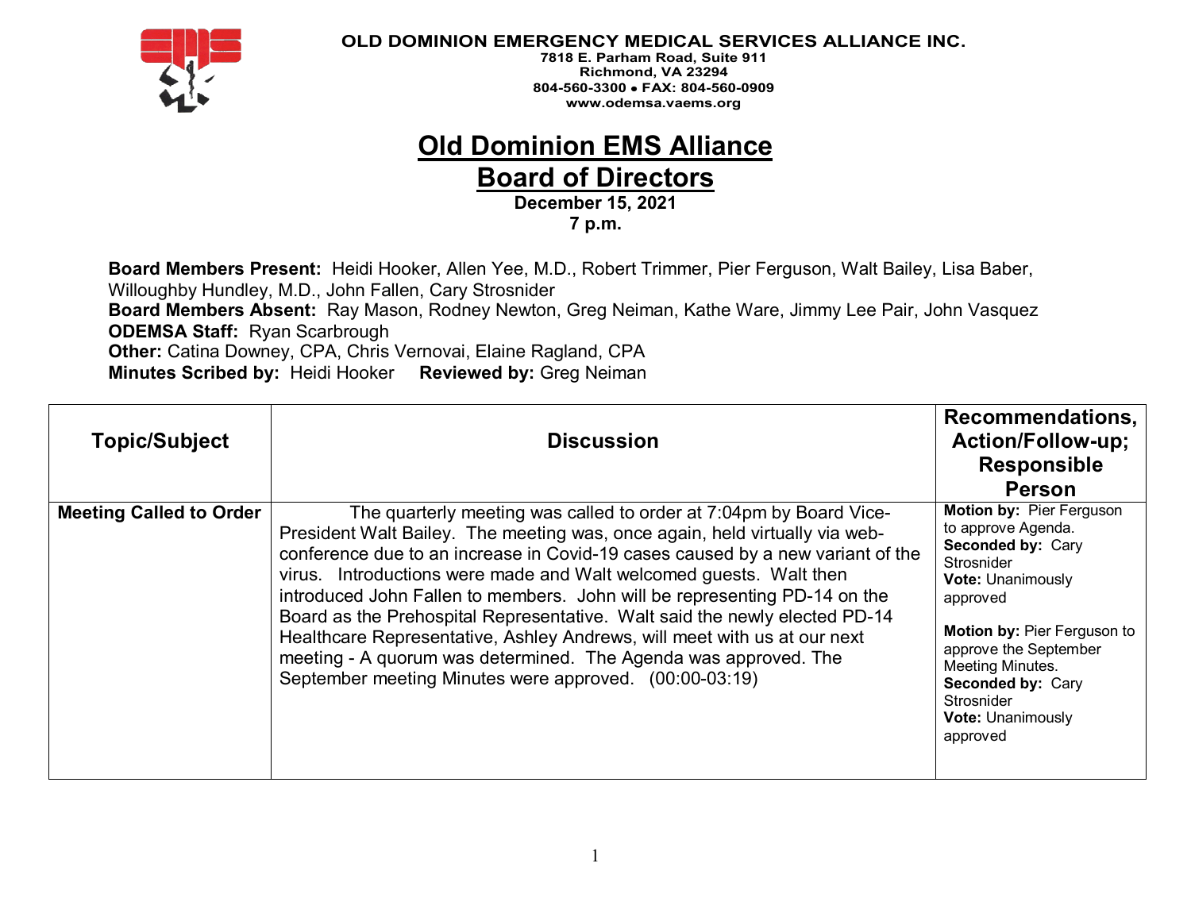**OLD DOMINION EMERGENCY MEDICAL SERVICES ALLIANCE INC.**
**7818 E. Parham Road, Suite 911**
**Richmond, VA 23294**
**804-560-3300 • FAX: 804-560-0909**
**www.odemsa.vaems.org**

# Old Dominion EMS Alliance
# Board of Directors

**December 15, 2021**
**7 p.m.**

**Board Members Present:** Heidi Hooker, Allen Yee, M.D., Robert Trimmer, Pier Ferguson, Walt Bailey, Lisa Baber, Willoughby Hundley, M.D., John Fallen, Cary Strosnider
**Board Members Absent:** Ray Mason, Rodney Newton, Greg Neiman, Kathe Ware, Jimmy Lee Pair, John Vasquez
**ODEMSA Staff:** Ryan Scarbrough
**Other:** Catina Downey, CPA, Chris Vernovai, Elaine Ragland, CPA
**Minutes Scribed by:** Heidi Hooker **Reviewed by:** Greg Neiman

| Topic/Subject | Discussion | Recommendations, Action/Follow-up; Responsible Person |
|---|---|---|
| **Meeting Called to Order** | The quarterly meeting was called to order at 7:04pm by Board Vice-President Walt Bailey. The meeting was, once again, held virtually via web-conference due to an increase in Covid-19 cases caused by a new variant of the virus. Introductions were made and Walt welcomed guests. Walt then introduced John Fallen to members. John will be representing PD-14 on the Board as the Prehospital Representative. Walt said the newly elected PD-14 Healthcare Representative, Ashley Andrews, will meet with us at our next meeting - A quorum was determined. The Agenda was approved. The September meeting Minutes were approved. (00:00-03:19) | **Motion by:** Pier Ferguson to approve Agenda. **Seconded by:** Cary Strosnider **Vote:** Unanimously approved<br><br>**Motion by:** Pier Ferguson to approve the September Meeting Minutes. **Seconded by:** Cary Strosnider **Vote:** Unanimously approved |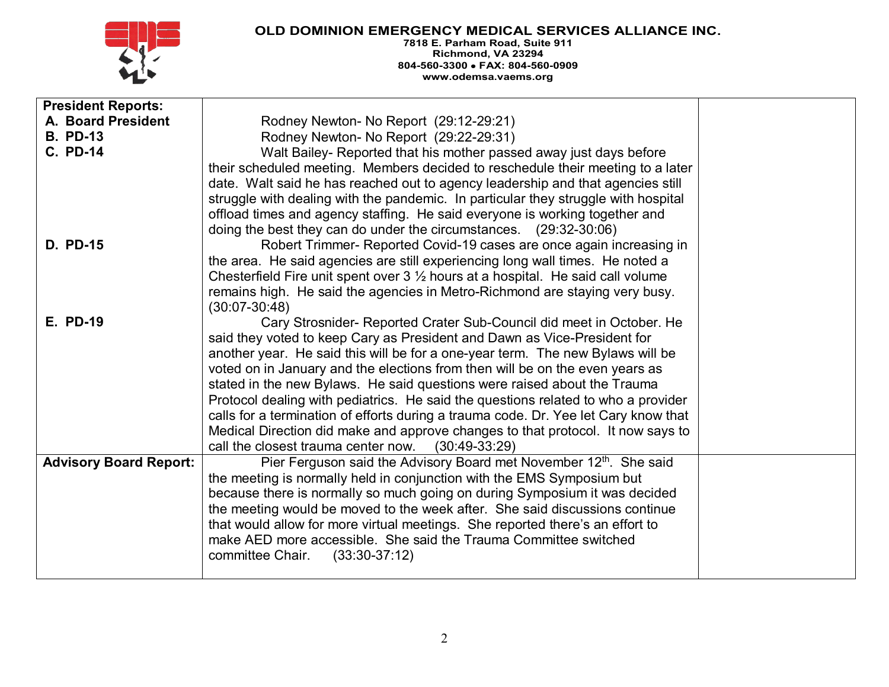**OLD DOMINION EMERGENCY MEDICAL SERVICES ALLIANCE INC.**
7818 E. Parham Road, Suite 911
Richmond, VA 23294
804-560-3300 • FAX: 804-560-0909
www.odemsa.vaems.org

| | | |
|---|---|---|
| **President Reports:**<br>**A. Board President**<br>**B. PD-13**<br>**C. PD-14** | Rodney Newton- No Report (29:12-29:21)<br>Rodney Newton- No Report (29:22-29:31)<br>Walt Bailey- Reported that his mother passed away just days before their scheduled meeting. Members decided to reschedule their meeting to a later date. Walt said he has reached out to agency leadership and that agencies still struggle with dealing with the pandemic. In particular they struggle with hospital offload times and agency staffing. He said everyone is working together and doing the best they can do under the circumstances. (29:32-30:06) | |
| **D. PD-15** | Robert Trimmer- Reported Covid-19 cases are once again increasing in the area. He said agencies are still experiencing long wall times. He noted a Chesterfield Fire unit spent over 3 ½ hours at a hospital. He said call volume remains high. He said the agencies in Metro-Richmond are staying very busy. (30:07-30:48) | |
| **E. PD-19** | Cary Strosnider- Reported Crater Sub-Council did meet in October. He said they voted to keep Cary as President and Dawn as Vice-President for another year. He said this will be for a one-year term. The new Bylaws will be voted on in January and the elections from then will be on the even years as stated in the new Bylaws. He said questions were raised about the Trauma Protocol dealing with pediatrics. He said the questions related to who a provider calls for a termination of efforts during a trauma code. Dr. Yee let Cary know that Medical Direction did make and approve changes to that protocol. It now says to call the closest trauma center now. (30:49-33:29) | |
| **Advisory Board Report:** | Pier Ferguson said the Advisory Board met November 12th. She said the meeting is normally held in conjunction with the EMS Symposium but because there is normally so much going on during Symposium it was decided the meeting would be moved to the week after. She said discussions continue that would allow for more virtual meetings. She reported there's an effort to make AED more accessible. She said the Trauma Committee switched committee Chair. (33:30-37:12) | |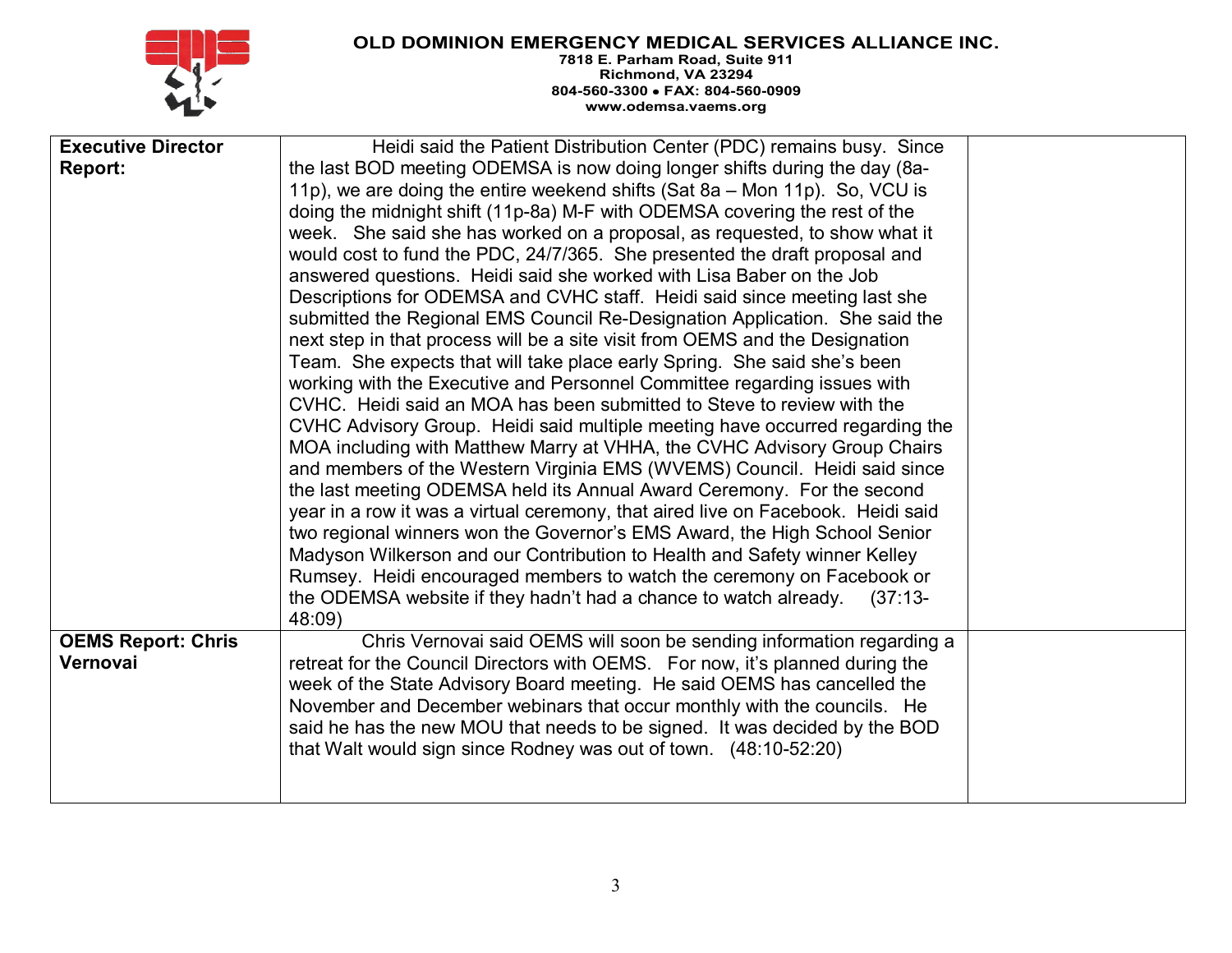| **Executive Director Report:** | Heidi said the Patient Distribution Center (PDC) remains busy. Since the last BOD meeting ODEMSA is now doing longer shifts during the day (8a-11p), we are doing the entire weekend shifts (Sat 8a – Mon 11p). So, VCU is doing the midnight shift (11p-8a) M-F with ODEMSA covering the rest of the week. She said she has worked on a proposal, as requested, to show what it would cost to fund the PDC, 24/7/365. She presented the draft proposal and answered questions. Heidi said she worked with Lisa Baber on the Job Descriptions for ODEMSA and CVHC staff. Heidi said since meeting last she submitted the Regional EMS Council Re-Designation Application. She said the next step in that process will be a site visit from OEMS and the Designation Team. She expects that will take place early Spring. She said she's been working with the Executive and Personnel Committee regarding issues with CVHC. Heidi said an MOA has been submitted to Steve to review with the CVHC Advisory Group. Heidi said multiple meeting have occurred regarding the MOA including with Matthew Marry at VHHA, the CVHC Advisory Group Chairs and members of the Western Virginia EMS (WVEMS) Council. Heidi said since the last meeting ODEMSA held its Annual Award Ceremony. For the second year in a row it was a virtual ceremony, that aired live on Facebook. Heidi said two regional winners won the Governor's EMS Award, the High School Senior Madyson Wilkerson and our Contribution to Health and Safety winner Kelley Rumsey. Heidi encouraged members to watch the ceremony on Facebook or the ODEMSA website if they hadn't had a chance to watch already. (37:13-48:09) | |
|---|---|---|
| **OEMS Report: Chris Vernovai** | Chris Vernovai said OEMS will soon be sending information regarding a retreat for the Council Directors with OEMS. For now, it's planned during the week of the State Advisory Board meeting. He said OEMS has cancelled the November and December webinars that occur monthly with the councils. He said he has the new MOU that needs to be signed. It was decided by the BOD that Walt would sign since Rodney was out of town. (48:10-52:20) | |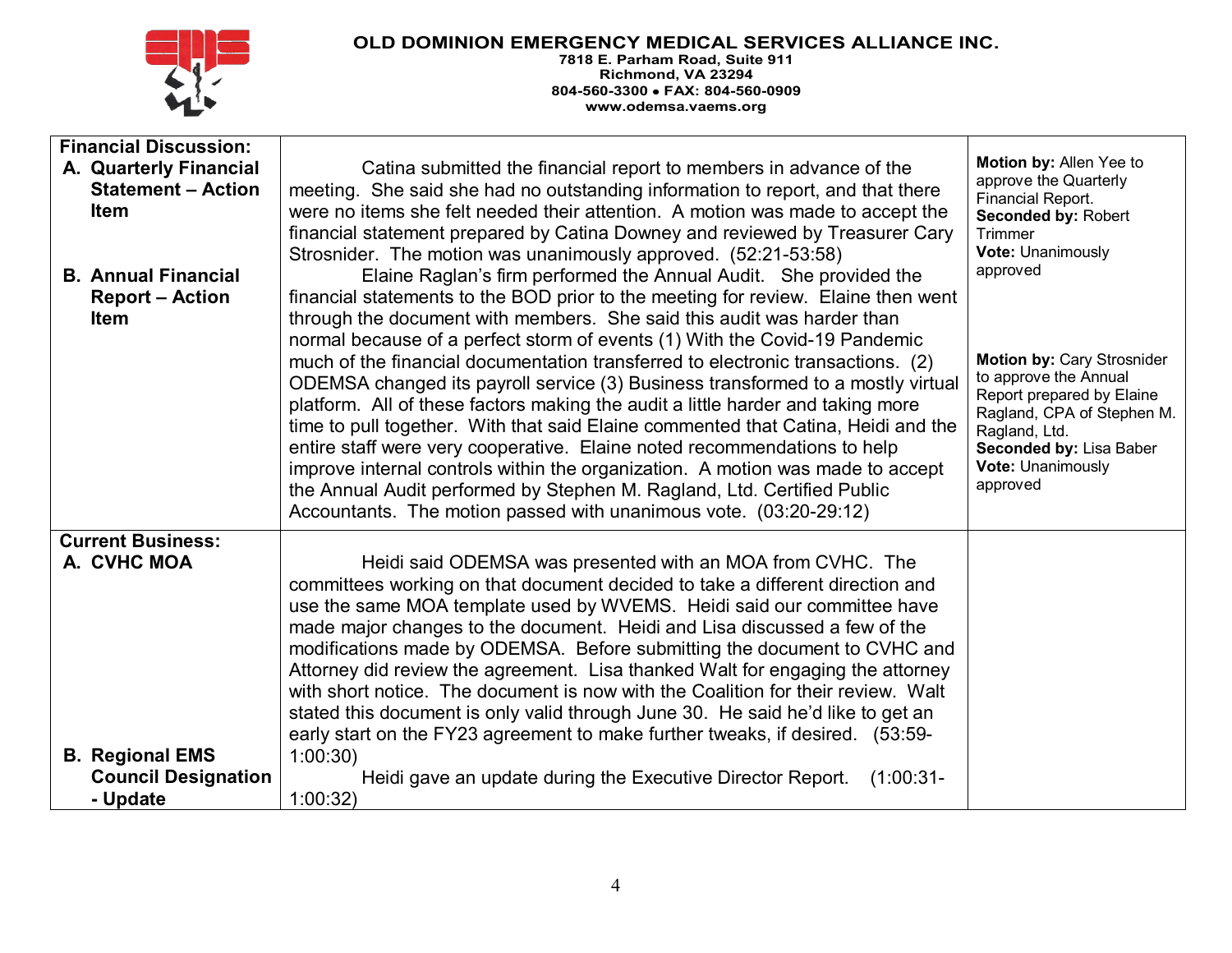**OLD DOMINION EMERGENCY MEDICAL SERVICES ALLIANCE INC.**
**7818 E. Parham Road, Suite 911**
**Richmond, VA 23294**
**804-560-3300 • FAX: 804-560-0909**
**www.odemsa.vaems.org**

| | | |
|---|---|---|
| **Financial Discussion:**<br>**A. Quarterly Financial Statement – Action Item**<br><br>**B. Annual Financial Report – Action Item** | Catina submitted the financial report to members in advance of the meeting. She said she had no outstanding information to report, and that there were no items she felt needed their attention. A motion was made to accept the financial statement prepared by Catina Downey and reviewed by Treasurer Cary Strosnider. The motion was unanimously approved. (52:21-53:58)<br>Elaine Raglan's firm performed the Annual Audit. She provided the financial statements to the BOD prior to the meeting for review. Elaine then went through the document with members. She said this audit was harder than normal because of a perfect storm of events (1) With the Covid-19 Pandemic much of the financial documentation transferred to electronic transactions. (2) ODEMSA changed its payroll service (3) Business transformed to a mostly virtual platform. All of these factors making the audit a little harder and taking more time to pull together. With that said Elaine commented that Catina, Heidi and the entire staff were very cooperative. Elaine noted recommendations to help improve internal controls within the organization. A motion was made to accept the Annual Audit performed by Stephen M. Ragland, Ltd. Certified Public Accountants. The motion passed with unanimous vote. (03:20-29:12) | **Motion by:** Allen Yee to approve the Quarterly Financial Report.<br>**Seconded by:** Robert Trimmer<br>**Vote:** Unanimously approved<br><br>**Motion by:** Cary Strosnider to approve the Annual Report prepared by Elaine Ragland, CPA of Stephen M. Ragland, Ltd.<br>**Seconded by:** Lisa Baber<br>**Vote:** Unanimously approved |
| **Current Business:**<br>**A. CVHC MOA**<br><br>**B. Regional EMS Council Designation - Update** | Heidi said ODEMSA was presented with an MOA from CVHC. The committees working on that document decided to take a different direction and use the same MOA template used by WVEMS. Heidi said our committee have made major changes to the document. Heidi and Lisa discussed a few of the modifications made by ODEMSA. Before submitting the document to CVHC and Attorney did review the agreement. Lisa thanked Walt for engaging the attorney with short notice. The document is now with the Coalition for their review. Walt stated this document is only valid through June 30. He said he'd like to get an early start on the FY23 agreement to make further tweaks, if desired. (53:59-1:00:30)<br>Heidi gave an update during the Executive Director Report. (1:00:31-1:00:32) | |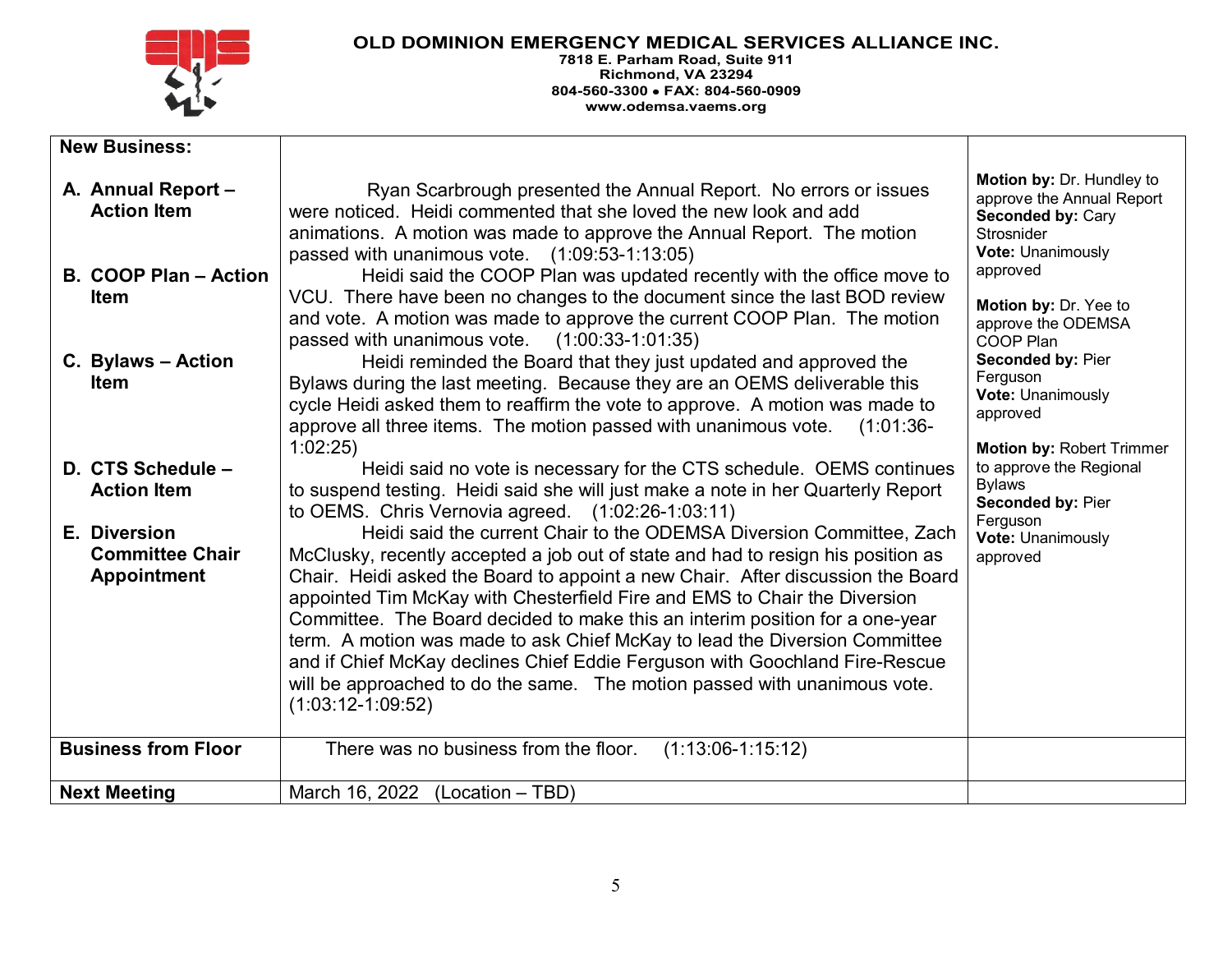**OLD DOMINION EMERGENCY MEDICAL SERVICES ALLIANCE INC.**
**7818 E. Parham Road, Suite 911**
**Richmond, VA 23294**
**804-560-3300 • FAX: 804-560-0909**
**www.odemsa.vaems.org**

| **New Business:** | | |
|---|---|---|
| **A. Annual Report – Action Item** | Ryan Scarbrough presented the Annual Report. No errors or issues were noticed. Heidi commented that she loved the new look and add animations. A motion was made to approve the Annual Report. The motion passed with unanimous vote. (1:09:53-1:13:05) | **Motion by:** Dr. Hundley to approve the Annual Report **Seconded by:** Cary Strosnider **Vote:** Unanimously approved |
| **B. COOP Plan – Action Item** | Heidi said the COOP Plan was updated recently with the office move to VCU. There have been no changes to the document since the last BOD review and vote. A motion was made to approve the current COOP Plan. The motion passed with unanimous vote. (1:00:33-1:01:35) | **Motion by:** Dr. Yee to approve the ODEMSA COOP Plan **Seconded by:** Pier Ferguson **Vote:** Unanimously approved |
| **C. Bylaws – Action Item** | Heidi reminded the Board that they just updated and approved the Bylaws during the last meeting. Because they are an OEMS deliverable this cycle Heidi asked them to reaffirm the vote to approve. A motion was made to approve all three items. The motion passed with unanimous vote. (1:01:36-1:02:25) | **Motion by:** Robert Trimmer to approve the Regional Bylaws **Seconded by:** Pier Ferguson **Vote:** Unanimously approved |
| **D. CTS Schedule – Action Item** | Heidi said no vote is necessary for the CTS schedule. OEMS continues to suspend testing. Heidi said she will just make a note in her Quarterly Report to OEMS. Chris Vernovia agreed. (1:02:26-1:03:11) | |
| **E. Diversion Committee Chair Appointment** | Heidi said the current Chair to the ODEMSA Diversion Committee, Zach McClusky, recently accepted a job out of state and had to resign his position as Chair. Heidi asked the Board to appoint a new Chair. After discussion the Board appointed Tim McKay with Chesterfield Fire and EMS to Chair the Diversion Committee. The Board decided to make this an interim position for a one-year term. A motion was made to ask Chief McKay to lead the Diversion Committee and if Chief McKay declines Chief Eddie Ferguson with Goochland Fire-Rescue will be approached to do the same. The motion passed with unanimous vote. (1:03:12-1:09:52) | |
| **Business from Floor** | There was no business from the floor. (1:13:06-1:15:12) | |
| **Next Meeting** | March 16, 2022 (Location – TBD) | |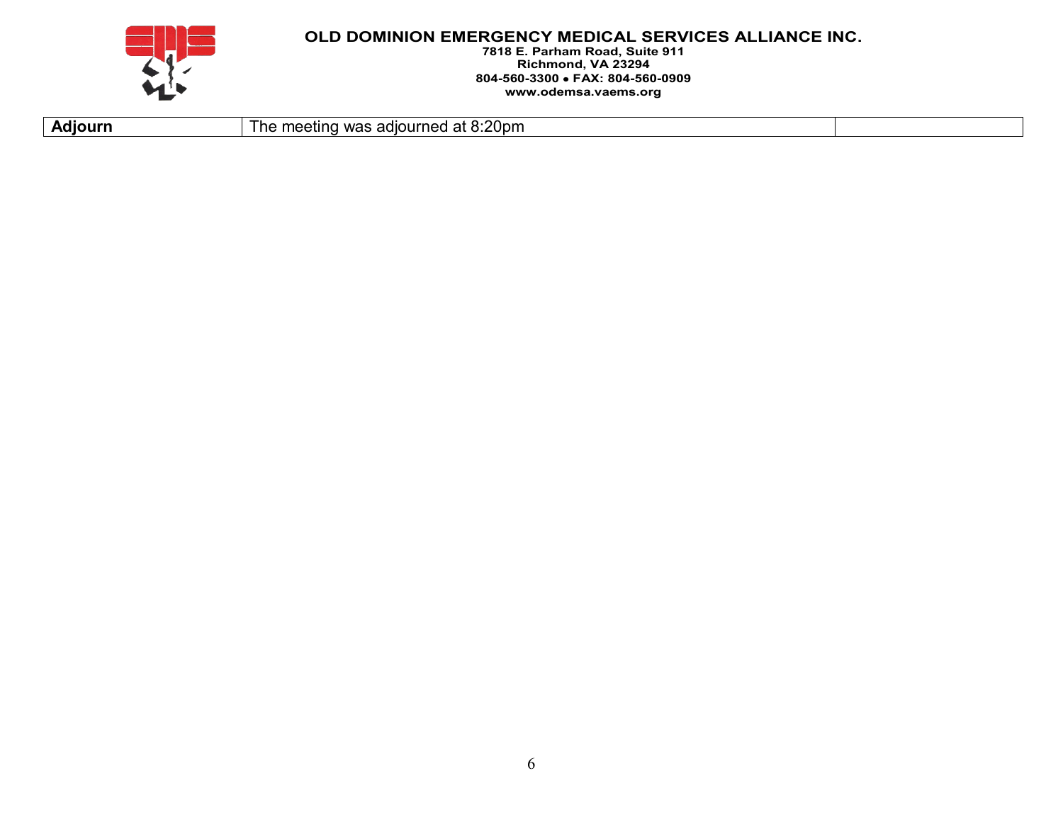| | | |
|---|---|---|
| **Adjourn** | The meeting was adjourned at 8:20pm | |